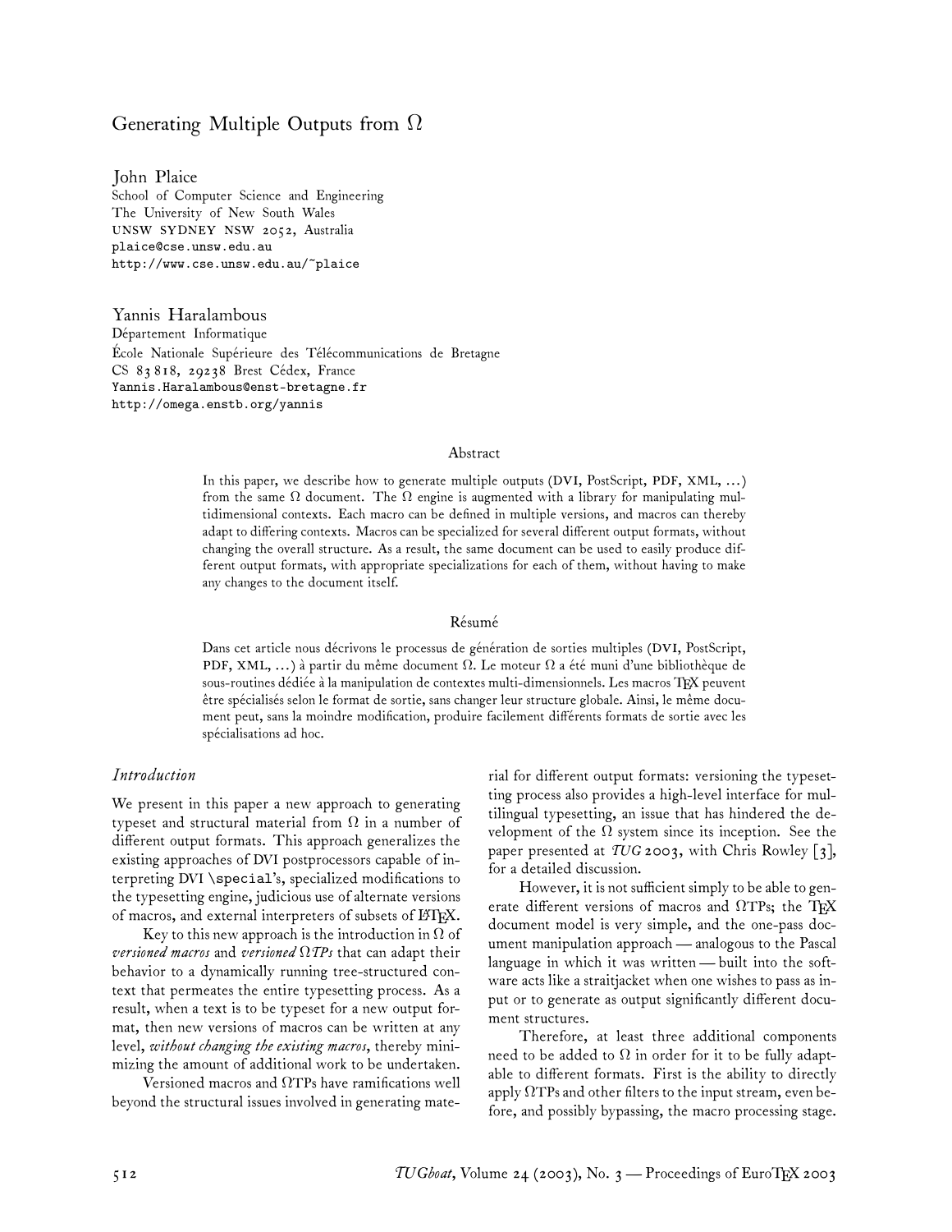# Generating Multiple Outputs from Ω

John Plaice
School of Computer Science and Engineering
The University of New South Wales
UNSW SYDNEY NSW 2052, Australia
plaice@cse.unsw.edu.au
http://www.cse.unsw.edu.au/~plaice

Yannis Haralambous
Département Informatique
École Nationale Supérieure des Télécommunications de Bretagne
CS 83 818, 29238 Brest Cédex, France
Yannis.Haralambous@enst-bretagne.fr
http://omega.enstb.org/yannis

## Abstract

In this paper, we describe how to generate multiple outputs (DVI, PostScript, PDF, XML, ...) from the same Ω document. The Ω engine is augmented with a library for manipulating multidimensional contexts. Each macro can be defined in multiple versions, and macros can thereby adapt to differing contexts. Macros can be specialized for several different output formats, without changing the overall structure. As a result, the same document can be used to easily produce different output formats, with appropriate specializations for each of them, without having to make any changes to the document itself.

## Résumé

Dans cet article nous décrivons le processus de génération de sorties multiples (DVI, PostScript, PDF, XML, ...) à partir du même document Ω. Le moteur Ω a été muni d'une bibliothèque de sous-routines dédiée à la manipulation de contextes multi-dimensionnels. Les macros TeX peuvent être spécialisés selon le format de sortie, sans changer leur structure globale. Ainsi, le même document peut, sans la moindre modification, produire facilement différents formats de sortie avec les spécialisations ad hoc.

## *Introduction*

We present in this paper a new approach to generating typeset and structural material from Ω in a number of different output formats. This approach generalizes the existing approaches of DVI postprocessors capable of interpreting DVI `\special`'s, specialized modifications to the typesetting engine, judicious use of alternate versions of macros, and external interpreters of subsets of LaTeX.

Key to this new approach is the introduction in Ω of *versioned macros* and *versioned ΩTPs* that can adapt their behavior to a dynamically running tree-structured context that permeates the entire typesetting process. As a result, when a text is to be typeset for a new output format, then new versions of macros can be written at any level, *without changing the existing macros*, thereby minimizing the amount of additional work to be undertaken.

Versioned macros and ΩTPs have ramifications well beyond the structural issues involved in generating material for different output formats: versioning the typesetting process also provides a high-level interface for multilingual typesetting, an issue that has hindered the development of the Ω system since its inception. See the paper presented at *TUG* 2003, with Chris Rowley [3], for a detailed discussion.

However, it is not sufficient simply to be able to generate different versions of macros and ΩTPs; the TeX document model is very simple, and the one-pass document manipulation approach — analogous to the Pascal language in which it was written — built into the software acts like a straitjacket when one wishes to pass as input or to generate as output significantly different document structures.

Therefore, at least three additional components need to be added to Ω in order for it to be fully adaptable to different formats. First is the ability to directly apply ΩTPs and other filters to the input stream, even before, and possibly bypassing, the macro processing stage.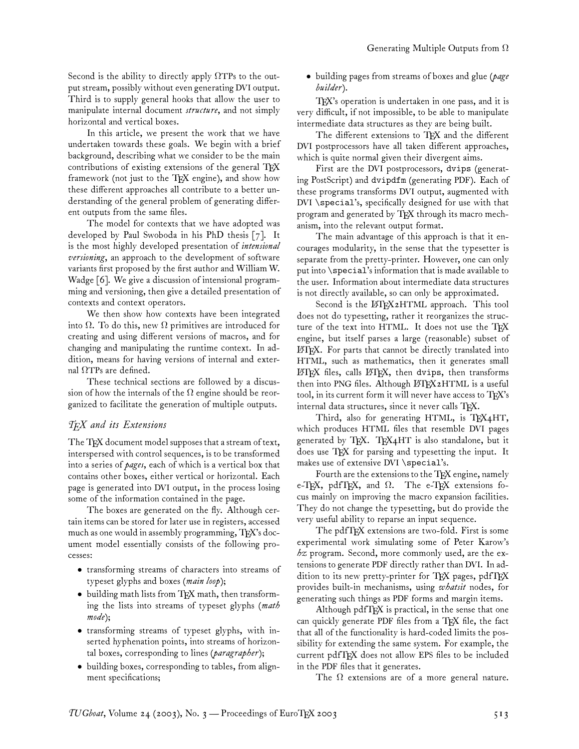Second is the ability to directly apply ΩTPs to the output stream, possibly without even generating DVI output. Third is to supply general hooks that allow the user to manipulate internal document *structure*, and not simply horizontal and vertical boxes.

In this article, we present the work that we have undertaken towards these goals. We begin with a brief background, describing what we consider to be the main contributions of existing extensions of the general TEX framework (not just to the TEX engine), and show how these different approaches all contribute to a better understanding of the general problem of generating different outputs from the same files.

The model for contexts that we have adopted was developed by Paul Swoboda in his PhD thesis [7]. It is the most highly developed presentation of *intensional versioning*, an approach to the development of software variants first proposed by the first author and William W. Wadge [6]. We give a discussion of intensional programming and versioning, then give a detailed presentation of contexts and context operators.

We then show how contexts have been integrated into Ω. To do this, new Ω primitives are introduced for creating and using different versions of macros, and for changing and manipulating the runtime context. In addition, means for having versions of internal and external ΩTPs are defined.

These technical sections are followed by a discussion of how the internals of the Ω engine should be reorganized to facilitate the generation of multiple outputs.

## *TEX and its Extensions*

The TEX document model supposes that a stream of text, interspersed with control sequences, is to be transformed into a series of *pages*, each of which is a vertical box that contains other boxes, either vertical or horizontal. Each page is generated into DVI output, in the process losing some of the information contained in the page.

The boxes are generated on the fly. Although certain items can be stored for later use in registers, accessed much as one would in assembly programming, TEX's document model essentially consists of the following processes:

- transforming streams of characters into streams of typeset glyphs and boxes (*main loop*);
- building math lists from TEX math, then transforming the lists into streams of typeset glyphs (*math mode*);
- transforming streams of typeset glyphs, with inserted hyphenation points, into streams of horizontal boxes, corresponding to lines (*paragrapher*);
- building boxes, corresponding to tables, from alignment specifications;
- building pages from streams of boxes and glue (*page builder*).

TEX's operation is undertaken in one pass, and it is very difficult, if not impossible, to be able to manipulate intermediate data structures as they are being built.

The different extensions to TEX and the different DVI postprocessors have all taken different approaches, which is quite normal given their divergent aims.

First are the DVI postprocessors, `dvips` (generating PostScript) and `dvipdfm` (generating PDF). Each of these programs transforms DVI output, augmented with DVI `\special`'s, specifically designed for use with that program and generated by TEX through its macro mechanism, into the relevant output format.

The main advantage of this approach is that it encourages modularity, in the sense that the typesetter is separate from the pretty-printer. However, one can only put into `\special`'s information that is made available to the user. Information about intermediate data structures is not directly available, so can only be approximated.

Second is the LATEX2HTML approach. This tool does not do typesetting, rather it reorganizes the structure of the text into HTML. It does not use the TEX engine, but itself parses a large (reasonable) subset of LATEX. For parts that cannot be directly translated into HTML, such as mathematics, then it generates small LATEX files, calls LATEX, then `dvips`, then transforms then into PNG files. Although LATEX2HTML is a useful tool, in its current form it will never have access to TEX's internal data structures, since it never calls TEX.

Third, also for generating HTML, is TEX4HT, which produces HTML files that resemble DVI pages generated by TEX. TEX4HT is also standalone, but it does use TEX for parsing and typesetting the input. It makes use of extensive DVI `\special`'s.

Fourth are the extensions to the TEX engine, namely e-TEX, pdfTEX, and Ω. The e-TEX extensions focus mainly on improving the macro expansion facilities. They do not change the typesetting, but do provide the very useful ability to reparse an input sequence.

The pdfTEX extensions are two-fold. First is some experimental work simulating some of Peter Karow's *hz* program. Second, more commonly used, are the extensions to generate PDF directly rather than DVI. In addition to its new pretty-printer for TEX pages, pdfTEX provides built-in mechanisms, using *whatsit* nodes, for generating such things as PDF forms and margin items.

Although pdfTEX is practical, in the sense that one can quickly generate PDF files from a TEX file, the fact that all of the functionality is hard-coded limits the possibility for extending the same system. For example, the current pdfTEX does not allow EPS files to be included in the PDF files that it generates.

The Ω extensions are of a more general nature.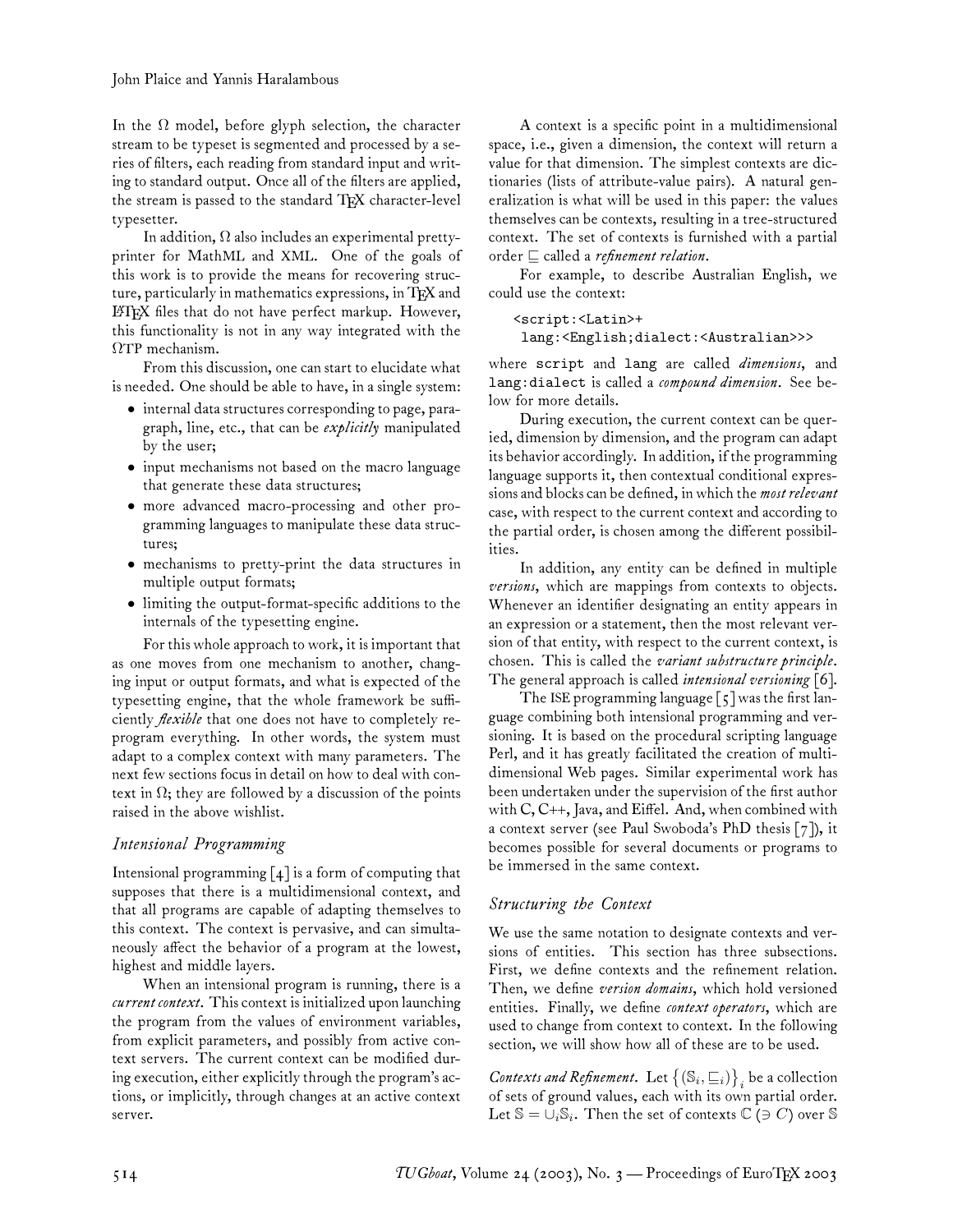In the Ω model, before glyph selection, the character stream to be typeset is segmented and processed by a series of filters, each reading from standard input and writing to standard output. Once all of the filters are applied, the stream is passed to the standard TEX character-level typesetter.

In addition, Ω also includes an experimental pretty-printer for MathML and XML. One of the goals of this work is to provide the means for recovering structure, particularly in mathematics expressions, in TEX and LATEX files that do not have perfect markup. However, this functionality is not in any way integrated with the ΩTP mechanism.

From this discussion, one can start to elucidate what is needed. One should be able to have, in a single system:

- internal data structures corresponding to page, paragraph, line, etc., that can be *explicitly* manipulated by the user;
- input mechanisms not based on the macro language that generate these data structures;
- more advanced macro-processing and other programming languages to manipulate these data structures;
- mechanisms to pretty-print the data structures in multiple output formats;
- limiting the output-format-specific additions to the internals of the typesetting engine.

For this whole approach to work, it is important that as one moves from one mechanism to another, changing input or output formats, and what is expected of the typesetting engine, that the whole framework be sufficiently *flexible* that one does not have to completely reprogram everything. In other words, the system must adapt to a complex context with many parameters. The next few sections focus in detail on how to deal with context in Ω; they are followed by a discussion of the points raised in the above wishlist.

## *Intensional Programming*

Intensional programming [4] is a form of computing that supposes that there is a multidimensional context, and that all programs are capable of adapting themselves to this context. The context is pervasive, and can simultaneously affect the behavior of a program at the lowest, highest and middle layers.

When an intensional program is running, there is a *current context*. This context is initialized upon launching the program from the values of environment variables, from explicit parameters, and possibly from active context servers. The current context can be modified during execution, either explicitly through the program's actions, or implicitly, through changes at an active context server.

A context is a specific point in a multidimensional space, i.e., given a dimension, the context will return a value for that dimension. The simplest contexts are dictionaries (lists of attribute-value pairs). A natural generalization is what will be used in this paper: the values themselves can be contexts, resulting in a tree-structured context. The set of contexts is furnished with a partial order $\sqsubseteq$ called a *refinement relation*.

For example, to describe Australian English, we could use the context:

```
<script:<Latin>+
 lang:<English;dialect:<Australian>>>
```

where `script` and `lang` are called *dimensions*, and `lang:dialect` is called a *compound dimension*. See below for more details.

During execution, the current context can be queried, dimension by dimension, and the program can adapt its behavior accordingly. In addition, if the programming language supports it, then contextual conditional expressions and blocks can be defined, in which the *most relevant* case, with respect to the current context and according to the partial order, is chosen among the different possibilities.

In addition, any entity can be defined in multiple *versions*, which are mappings from contexts to objects. Whenever an identifier designating an entity appears in an expression or a statement, then the most relevant version of that entity, with respect to the current context, is chosen. This is called the *variant substructure principle*. The general approach is called *intensional versioning* [6].

The ISE programming language [5] was the first language combining both intensional programming and versioning. It is based on the procedural scripting language Perl, and it has greatly facilitated the creation of multidimensional Web pages. Similar experimental work has been undertaken under the supervision of the first author with C, C++, Java, and Eiffel. And, when combined with a context server (see Paul Swoboda's PhD thesis [7]), it becomes possible for several documents or programs to be immersed in the same context.

## *Structuring the Context*

We use the same notation to designate contexts and versions of entities. This section has three subsections. First, we define contexts and the refinement relation. Then, we define *version domains*, which hold versioned entities. Finally, we define *context operators*, which are used to change from context to context. In the following section, we will show how all of these are to be used.

*Contexts and Refinement.* Let $\{(\mathbb{S}_i, \sqsubseteq_i)\}_i$ be a collection of sets of ground values, each with its own partial order. Let $\mathbb{S} = \cup_i \mathbb{S}_i$. Then the set of contexts $\mathbb{C}$ ($\ni C$) over $\mathbb{S}$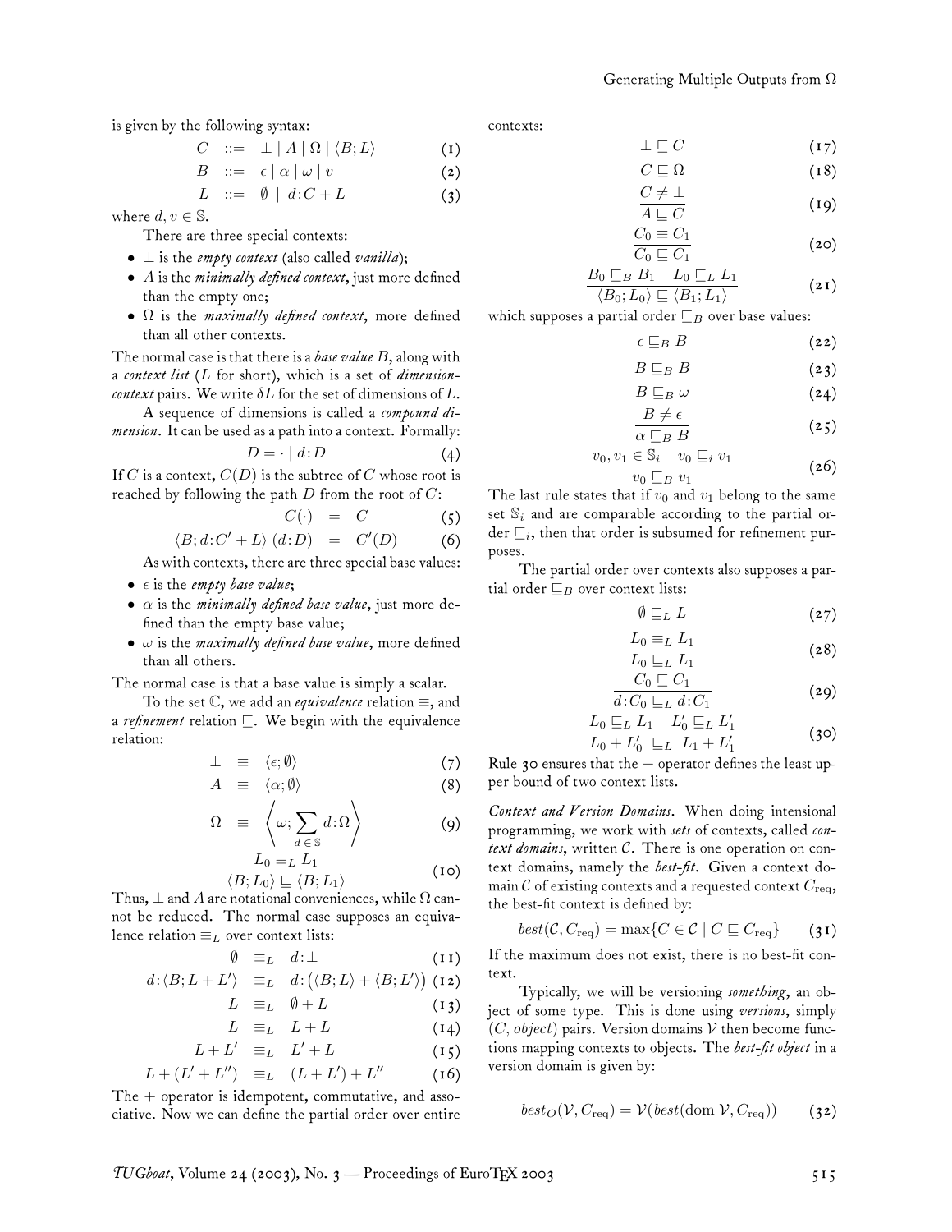is given by the following syntax:

$$C \quad ::= \quad \bot \mid A \mid \Omega \mid \langle B; L \rangle \tag{1}$$

$$B \quad ::= \quad \epsilon \mid \alpha \mid \omega \mid v \tag{2}$$

$$L \quad ::= \quad \emptyset \mid d{:}C + L \tag{3}$$

where $d, v \in \mathbb{S}$.

There are three special contexts:

- $\bot$ is the *empty context* (also called *vanilla*);
- $A$ is the *minimally defined context*, just more defined than the empty one;
- $\Omega$ is the *maximally defined context*, more defined than all other contexts.

The normal case is that there is a *base value* $B$, along with a *context list* ($L$ for short), which is a set of *dimension-context* pairs. We write $\delta L$ for the set of dimensions of $L$.

A sequence of dimensions is called a *compound dimension*. It can be used as a path into a context. Formally:

$$D = \cdot \mid d{:}D \tag{4}$$

If $C$ is a context, $C(D)$ is the subtree of $C$ whose root is reached by following the path $D$ from the root of $C$:

$$C(\cdot) \quad = \quad C \tag{5}$$

$$\langle B; d{:}C' + L \rangle\,(d{:}D) \quad = \quad C'(D) \tag{6}$$

As with contexts, there are three special base values:

- $\epsilon$ is the *empty base value*;
- $\alpha$ is the *minimally defined base value*, just more defined than the empty base value;
- $\omega$ is the *maximally defined base value*, more defined than all others.

The normal case is that a base value is simply a scalar.

To the set $\mathbb{C}$, we add an *equivalence* relation $\equiv$, and a *refinement* relation $\sqsubseteq$. We begin with the equivalence relation:

$$\bot \quad \equiv \quad \langle \epsilon; \emptyset \rangle \tag{7}$$

$$A \quad \equiv \quad \langle \alpha; \emptyset \rangle \tag{8}$$

$$\Omega \quad \equiv \quad \left\langle \omega; \sum_{d \in \mathbb{S}} d{:}\Omega \right\rangle \tag{9}$$

$$\frac{L_0 \equiv_L L_1}{\langle B; L_0 \rangle \sqsubseteq \langle B; L_1 \rangle} \tag{10}$$

Thus, $\bot$ and $A$ are notational conveniences, while $\Omega$ cannot be reduced. The normal case supposes an equivalence relation $\equiv_L$ over context lists:

$$\emptyset \quad \equiv_L \quad d{:}\bot \tag{11}$$

$$d{:}\langle B; L + L' \rangle \quad \equiv_L \quad d{:}\big(\langle B; L \rangle + \langle B; L' \rangle\big) \tag{12}$$

$$L \quad \equiv_L \quad \emptyset + L \tag{13}$$

$$L \quad \equiv_L \quad L + L \tag{14}$$

$$L + L' \quad \equiv_L \quad L' + L \tag{15}$$

$$L + (L' + L'') \quad \equiv_L \quad (L + L') + L'' \tag{16}$$

The $+$ operator is idempotent, commutative, and associative. Now we can define the partial order over entire contexts:

$$\bot \sqsubseteq C \tag{17}$$

$$C \sqsubseteq \Omega \tag{18}$$

$$\frac{C \neq \bot}{A \sqsubseteq C} \tag{19}$$

$$\frac{C_0 \equiv C_1}{C_0 \sqsubseteq C_1} \tag{20}$$

$$\frac{B_0 \sqsubseteq_B B_1 \quad L_0 \sqsubseteq_L L_1}{\langle B_0; L_0 \rangle \sqsubseteq \langle B_1; L_1 \rangle} \tag{21}$$

which supposes a partial order $\sqsubseteq_B$ over base values:

$$\epsilon \sqsubseteq_B B \tag{22}$$

$$B \sqsubseteq_B B \tag{23}$$

$$B \sqsubseteq_B \omega \tag{24}$$

$$\frac{B \neq \epsilon}{\alpha \sqsubseteq_B B} \tag{25}$$

$$\frac{v_0, v_1 \in \mathbb{S}_i \quad v_0 \sqsubseteq_i v_1}{v_0 \sqsubseteq_B v_1} \tag{26}$$

The last rule states that if $v_0$ and $v_1$ belong to the same set $\mathbb{S}_i$ and are comparable according to the partial order $\sqsubseteq_i$, then that order is subsumed for refinement purposes.

The partial order over contexts also supposes a partial order $\sqsubseteq_B$ over context lists:

$$\emptyset \sqsubseteq_L L \tag{27}$$

$$\frac{L_0 \equiv_L L_1}{L_0 \sqsubseteq_L L_1} \tag{28}$$

$$\frac{C_0 \sqsubseteq C_1}{d{:}C_0 \sqsubseteq_L d{:}C_1} \tag{29}$$

$$\frac{L_0 \sqsubseteq_L L_1 \quad L'_0 \sqsubseteq_L L'_1}{L_0 + L'_0 \ \sqsubseteq_L \ L_1 + L'_1} \tag{30}$$

Rule 30 ensures that the $+$ operator defines the least upper bound of two context lists.

*Context and Version Domains.* When doing intensional programming, we work with *sets* of contexts, called *context domains*, written $\mathcal{C}$. There is one operation on context domains, namely the *best-fit*. Given a context domain $\mathcal{C}$ of existing contexts and a requested context $C_{\text{req}}$, the best-fit context is defined by:

$$best(\mathcal{C}, C_{\text{req}}) = \max\{C \in \mathcal{C} \mid C \sqsubseteq C_{\text{req}}\} \tag{31}$$

If the maximum does not exist, there is no best-fit context.

Typically, we will be versioning *something*, an object of some type. This is done using *versions*, simply $(C, object)$ pairs. Version domains $\mathcal{V}$ then become functions mapping contexts to objects. The *best-fit object* in a version domain is given by:

$$best_O(\mathcal{V}, C_{\text{req}}) = \mathcal{V}(best(\text{dom } \mathcal{V}, C_{\text{req}})) \tag{32}$$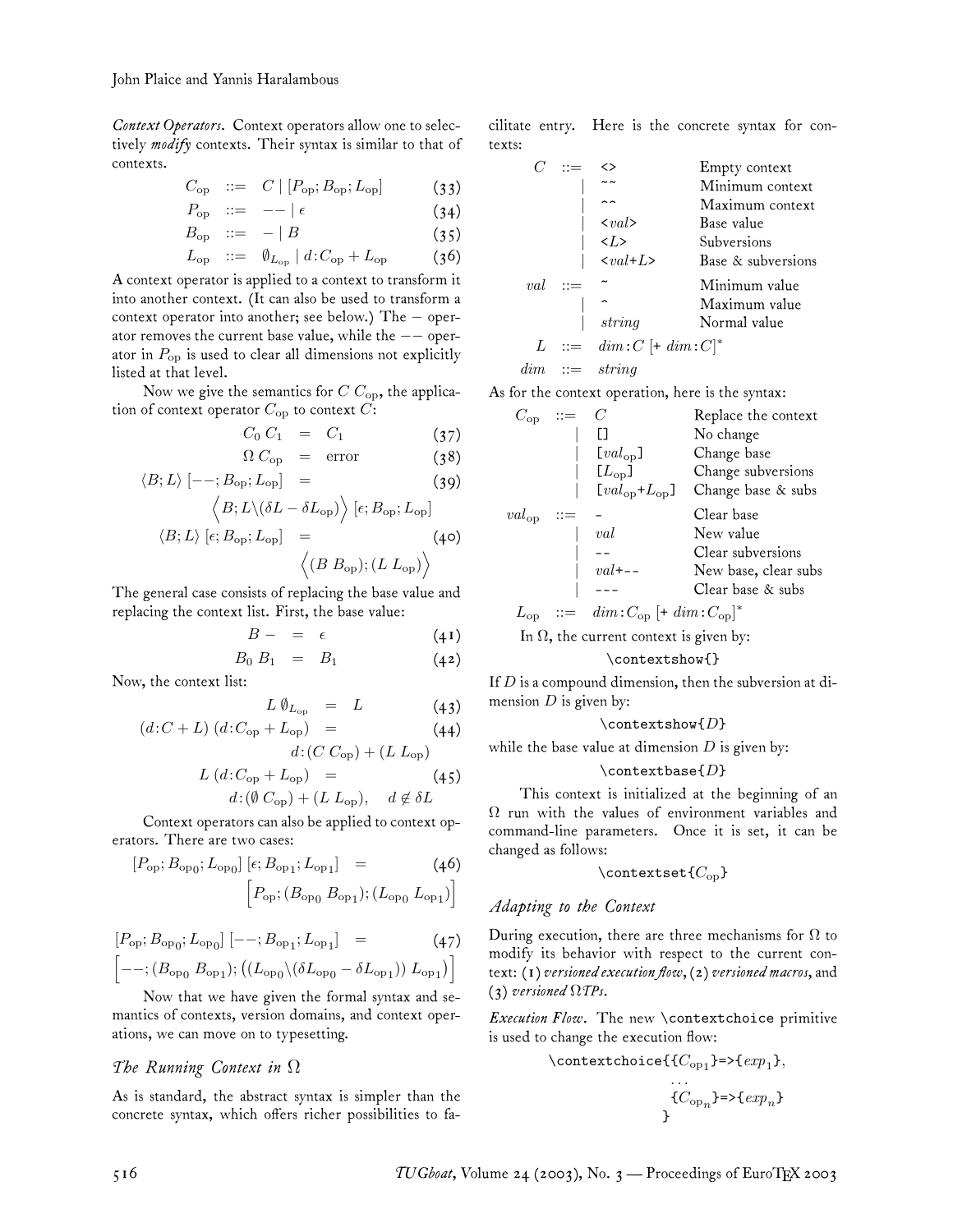*Context Operators*. Context operators allow one to selectively *modify* contexts. Their syntax is similar to that of contexts.

$$C_{\mathrm{op}} ::= C \mid [P_{\mathrm{op}}; B_{\mathrm{op}}; L_{\mathrm{op}}] \quad (33)$$

$$P_{\mathrm{op}} ::= -- \mid \epsilon \quad (34)$$

$$B_{\mathrm{op}} ::= - \mid B \quad (35)$$

$$L_{\mathrm{op}} ::= \emptyset_{L_{\mathrm{op}}} \mid d{:}C_{\mathrm{op}} + L_{\mathrm{op}} \quad (36)$$

A context operator is applied to a context to transform it into another context. (It can also be used to transform a context operator into another; see below.) The $-$ operator removes the current base value, while the $--$ operator in $P_{\mathrm{op}}$ is used to clear all dimensions not explicitly listed at that level.

Now we give the semantics for $C\ C_{\mathrm{op}}$, the application of context operator $C_{\mathrm{op}}$ to context $C$:

$$C_0\, C_1 = C_1 \quad (37)$$

$$\Omega\, C_{\mathrm{op}} = \text{error} \quad (38)$$

$$\langle B; L\rangle\, [--; B_{\mathrm{op}}; L_{\mathrm{op}}] = \quad (39)$$
$$\Big\langle B; L\backslash(\delta L - \delta L_{\mathrm{op}})\Big\rangle\, [\epsilon; B_{\mathrm{op}}; L_{\mathrm{op}}]$$

$$\langle B; L\rangle\, [\epsilon; B_{\mathrm{op}}; L_{\mathrm{op}}] = \quad (40)$$
$$\Big\langle (B\ B_{\mathrm{op}}); (L\ L_{\mathrm{op}})\Big\rangle$$

The general case consists of replacing the base value and replacing the context list. First, the base value:

$$B- = \epsilon \quad (41)$$

$$B_0\, B_1 = B_1 \quad (42)$$

Now, the context list:

$$L\, \emptyset_{L_{\mathrm{op}}} = L \quad (43)$$

$$(d{:}C + L)\, (d{:}C_{\mathrm{op}} + L_{\mathrm{op}}) = \quad (44)$$
$$d{:}(C\ C_{\mathrm{op}}) + (L\ L_{\mathrm{op}})$$

$$L\, (d{:}C_{\mathrm{op}} + L_{\mathrm{op}}) = \quad (45)$$
$$d{:}(\emptyset\ C_{\mathrm{op}}) + (L\ L_{\mathrm{op}}), \quad d \notin \delta L$$

Context operators can also be applied to context operators. There are two cases:

$$[P_{\mathrm{op}}; B_{\mathrm{op}0}; L_{\mathrm{op}0}]\, [\epsilon; B_{\mathrm{op}1}; L_{\mathrm{op}1}] = \quad (46)$$
$$\Big[P_{\mathrm{op}}; (B_{\mathrm{op}0}\ B_{\mathrm{op}1}); (L_{\mathrm{op}0}\ L_{\mathrm{op}1})\Big]$$

$$[P_{\mathrm{op}}; B_{\mathrm{op}0}; L_{\mathrm{op}0}]\, [--; B_{\mathrm{op}1}; L_{\mathrm{op}1}] = \quad (47)$$
$$\Big[--; (B_{\mathrm{op}0}\ B_{\mathrm{op}1}); \big((L_{\mathrm{op}0}\backslash(\delta L_{\mathrm{op}0} - \delta L_{\mathrm{op}1}))\ L_{\mathrm{op}1}\big)\Big]$$

Now that we have given the formal syntax and semantics of contexts, version domains, and context operations, we can move on to typesetting.

## The Running Context in Ω

As is standard, the abstract syntax is simpler than the concrete syntax, which offers richer possibilities to facilitate entry. Here is the concrete syntax for contexts:

| | | | |
|---|---|---|---|
| $C$ | ::= | `<>` | Empty context |
| | \| | `~~` | Minimum context |
| | \| | `^^` | Maximum context |
| | \| | `<`*val*`>` | Base value |
| | \| | `<`*L*`>` | Subversions |
| | \| | `<`*val*`+`*L*`>` | Base & subversions |
| *val* | ::= | `~` | Minimum value |
| | \| | `^` | Maximum value |
| | \| | *string* | Normal value |
| $L$ | ::= | *dim*`:`$C$ [`+` *dim*`:`$C$]$^*$ | |
| *dim* | ::= | *string* | |

As for the context operation, here is the syntax:

| | | | |
|---|---|---|---|
| $C_{\mathrm{op}}$ | ::= | $C$ | Replace the context |
| | \| | `[]` | No change |
| | \| | `[`$val_{\mathrm{op}}$`]` | Change base |
| | \| | `[`$L_{\mathrm{op}}$`]` | Change subversions |
| | \| | `[`$val_{\mathrm{op}}$`+`$L_{\mathrm{op}}$`]` | Change base & subs |
| $val_{\mathrm{op}}$ | ::= | `-` | Clear base |
| | \| | *val* | New value |
| | \| | `--` | Clear subversions |
| | \| | *val*`+--` | New base, clear subs |
| | \| | `---` | Clear base & subs |
| $L_{\mathrm{op}}$ | ::= | *dim*`:`$C_{\mathrm{op}}$ [`+` *dim*`:`$C_{\mathrm{op}}$]$^*$ | |

In Ω, the current context is given by:

```
\contextshow{}
```

If $D$ is a compound dimension, then the subversion at dimension $D$ is given by:

```
\contextshow{D}
```

while the base value at dimension $D$ is given by:

```
\contextbase{D}
```

This context is initialized at the beginning of an Ω run with the values of environment variables and command-line parameters. Once it is set, it can be changed as follows:

```
\contextset{C_op}
```

## Adapting to the Context

During execution, there are three mechanisms for Ω to modify its behavior with respect to the current context: (1) *versioned execution flow*, (2) *versioned macros*, and (3) *versioned ΩTPs*.

*Execution Flow*. The new `\contextchoice` primitive is used to change the execution flow:

```
\contextchoice{{C_op1}=>{exp_1},
               ...
               {C_opn}=>{exp_n}
              }
```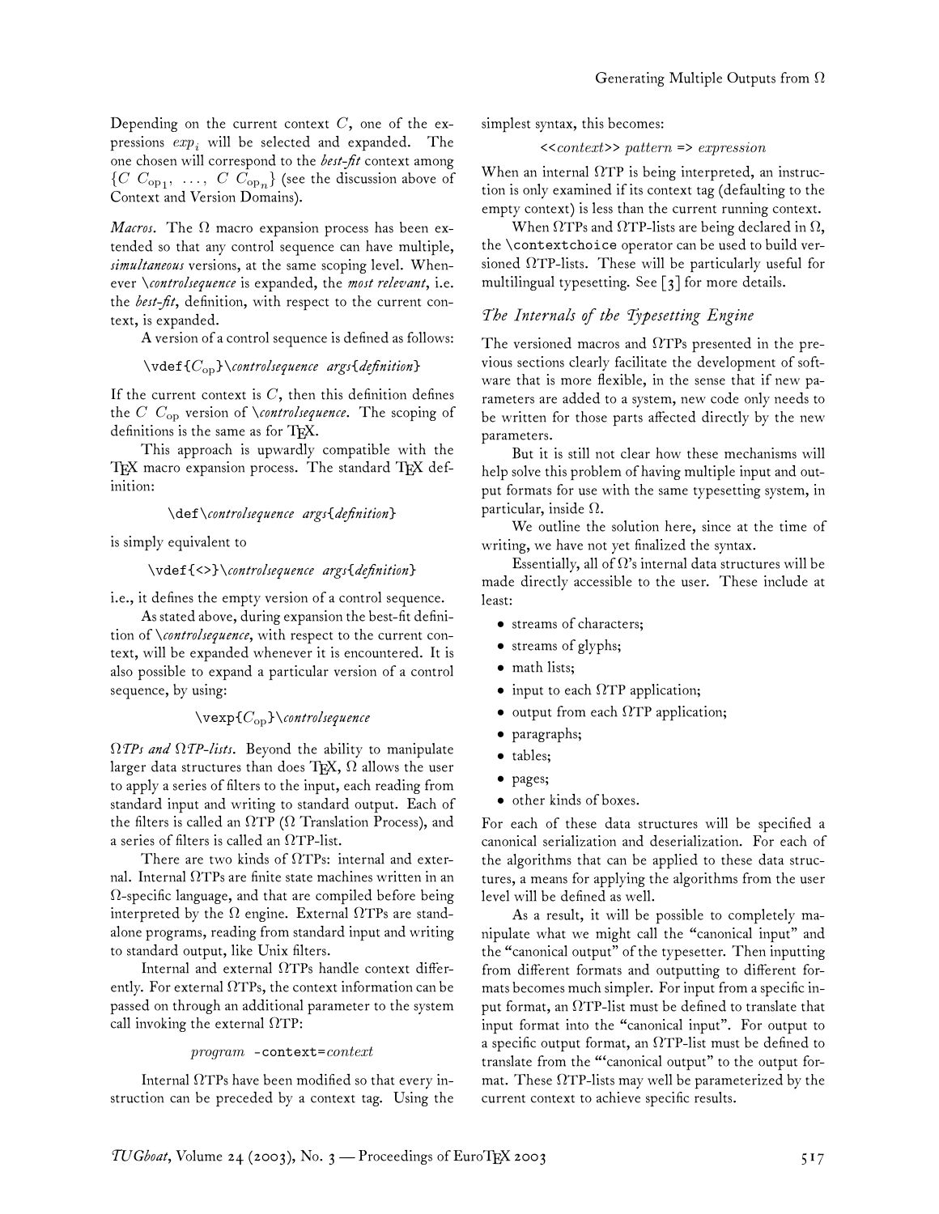Depending on the current context $C$, one of the expressions $exp_i$ will be selected and expanded. The one chosen will correspond to the *best-fit* context among $\{C\ C_{\mathrm{op}_1},\ \ldots,\ C\ C_{\mathrm{op}_n}\}$ (see the discussion above of Context and Version Domains).

*Macros.* The Ω macro expansion process has been extended so that any control sequence can have multiple, *simultaneous* versions, at the same scoping level. Whenever *\controlsequence* is expanded, the *most relevant*, i.e. the *best-fit*, definition, with respect to the current context, is expanded.

A version of a control sequence is defined as follows:

`\vdef{`$C_{\mathrm{op}}$`}`*\controlsequence args*`{`*definition*`}`

If the current context is $C$, then this definition defines the $C\ C_{\mathrm{op}}$ version of *\controlsequence*. The scoping of definitions is the same as for TeX.

This approach is upwardly compatible with the TeX macro expansion process. The standard TeX definition:

`\def`*\controlsequence args*`{`*definition*`}`

is simply equivalent to

`\vdef{<>}`*\controlsequence args*`{`*definition*`}`

i.e., it defines the empty version of a control sequence.

As stated above, during expansion the best-fit definition of *\controlsequence*, with respect to the current context, will be expanded whenever it is encountered. It is also possible to expand a particular version of a control sequence, by using:

`\vexp{`$C_{\mathrm{op}}$`}`*\controlsequence*

*ΩTPs and ΩTP-lists.* Beyond the ability to manipulate larger data structures than does TeX, Ω allows the user to apply a series of filters to the input, each reading from standard input and writing to standard output. Each of the filters is called an ΩTP (Ω Translation Process), and a series of filters is called an ΩTP-list.

There are two kinds of ΩTPs: internal and external. Internal ΩTPs are finite state machines written in an Ω-specific language, and that are compiled before being interpreted by the Ω engine. External ΩTPs are standalone programs, reading from standard input and writing to standard output, like Unix filters.

Internal and external ΩTPs handle context differently. For external ΩTPs, the context information can be passed on through an additional parameter to the system call invoking the external ΩTP:

*program* `-context=`*context*

Internal ΩTPs have been modified so that every instruction can be preceded by a context tag. Using the simplest syntax, this becomes:

`<<`*context*`>>` *pattern* `=>` *expression*

When an internal ΩTP is being interpreted, an instruction is only examined if its context tag (defaulting to the empty context) is less than the current running context.

When ΩTPs and ΩTP-lists are being declared in Ω, the `\contextchoice` operator can be used to build versioned ΩTP-lists. These will be particularly useful for multilingual typesetting. See [3] for more details.

## The Internals of the Typesetting Engine

The versioned macros and ΩTPs presented in the previous sections clearly facilitate the development of software that is more flexible, in the sense that if new parameters are added to a system, new code only needs to be written for those parts affected directly by the new parameters.

But it is still not clear how these mechanisms will help solve this problem of having multiple input and output formats for use with the same typesetting system, in particular, inside Ω.

We outline the solution here, since at the time of writing, we have not yet finalized the syntax.

Essentially, all of Ω's internal data structures will be made directly accessible to the user. These include at least:

- streams of characters;
- streams of glyphs;
- math lists;
- input to each ΩTP application;
- output from each ΩTP application;
- paragraphs;
- tables;
- pages;
- other kinds of boxes.

For each of these data structures will be specified a canonical serialization and deserialization. For each of the algorithms that can be applied to these data structures, a means for applying the algorithms from the user level will be defined as well.

As a result, it will be possible to completely manipulate what we might call the "canonical input" and the "canonical output" of the typesetter. Then inputting from different formats and outputting to different formats becomes much simpler. For input from a specific input format, an ΩTP-list must be defined to translate that input format into the "canonical input". For output to a specific output format, an ΩTP-list must be defined to translate from the "'canonical output" to the output format. These ΩTP-lists may well be parameterized by the current context to achieve specific results.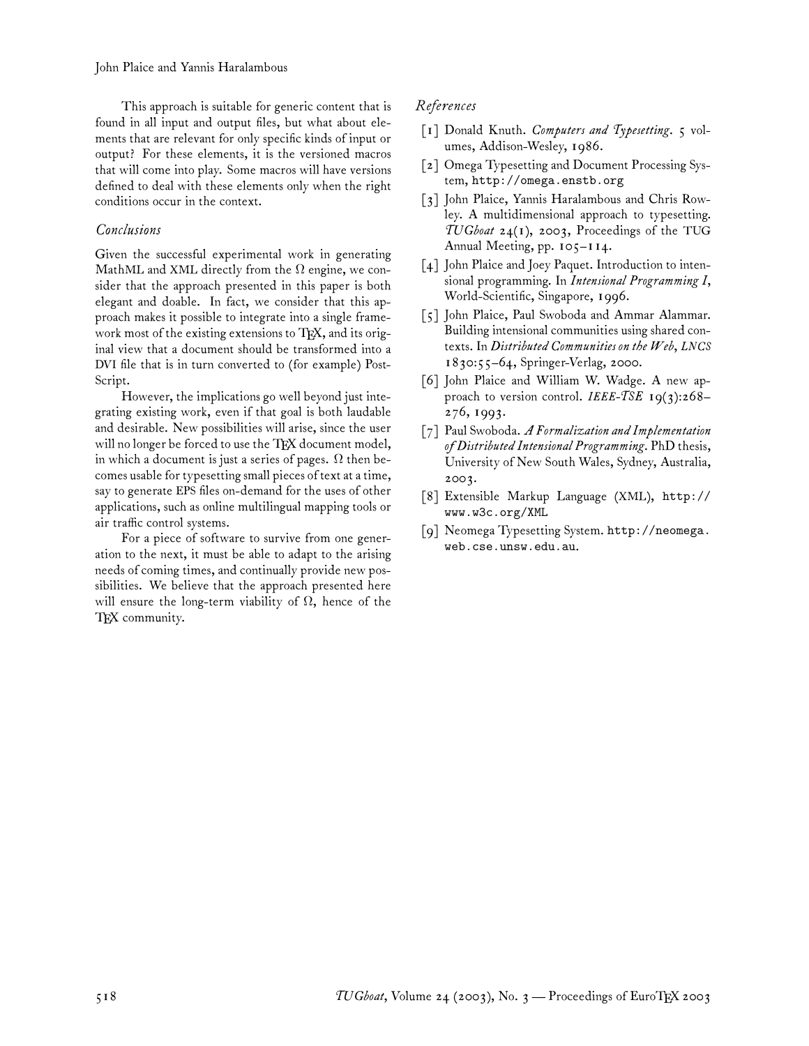This approach is suitable for generic content that is found in all input and output files, but what about elements that are relevant for only specific kinds of input or output? For these elements, it is the versioned macros that will come into play. Some macros will have versions defined to deal with these elements only when the right conditions occur in the context.

## *Conclusions*

Given the successful experimental work in generating MathML and XML directly from the Ω engine, we consider that the approach presented in this paper is both elegant and doable. In fact, we consider that this approach makes it possible to integrate into a single framework most of the existing extensions to TEX, and its original view that a document should be transformed into a DVI file that is in turn converted to (for example) PostScript.

However, the implications go well beyond just integrating existing work, even if that goal is both laudable and desirable. New possibilities will arise, since the user will no longer be forced to use the TEX document model, in which a document is just a series of pages. Ω then becomes usable for typesetting small pieces of text at a time, say to generate EPS files on-demand for the uses of other applications, such as online multilingual mapping tools or air traffic control systems.

For a piece of software to survive from one generation to the next, it must be able to adapt to the arising needs of coming times, and continually provide new possibilities. We believe that the approach presented here will ensure the long-term viability of Ω, hence of the TEX community.

## *References*

[1] Donald Knuth. *Computers and Typesetting*. 5 volumes, Addison-Wesley, 1986.

[2] Omega Typesetting and Document Processing System, `http://omega.enstb.org`

[3] John Plaice, Yannis Haralambous and Chris Rowley. A multidimensional approach to typesetting. *TUGboat* 24(1), 2003, Proceedings of the TUG Annual Meeting, pp. 105–114.

[4] John Plaice and Joey Paquet. Introduction to intensional programming. In *Intensional Programming I*, World-Scientific, Singapore, 1996.

[5] John Plaice, Paul Swoboda and Ammar Alammar. Building intensional communities using shared contexts. In *Distributed Communities on the Web*, *LNCS* 1830:55–64, Springer-Verlag, 2000.

[6] John Plaice and William W. Wadge. A new approach to version control. *IEEE-TSE* 19(3):268–276, 1993.

[7] Paul Swoboda. *A Formalization and Implementation of Distributed Intensional Programming*. PhD thesis, University of New South Wales, Sydney, Australia, 2003.

[8] Extensible Markup Language (XML), `http://www.w3c.org/XML`

[9] Neomega Typesetting System. `http://neomega.web.cse.unsw.edu.au`.